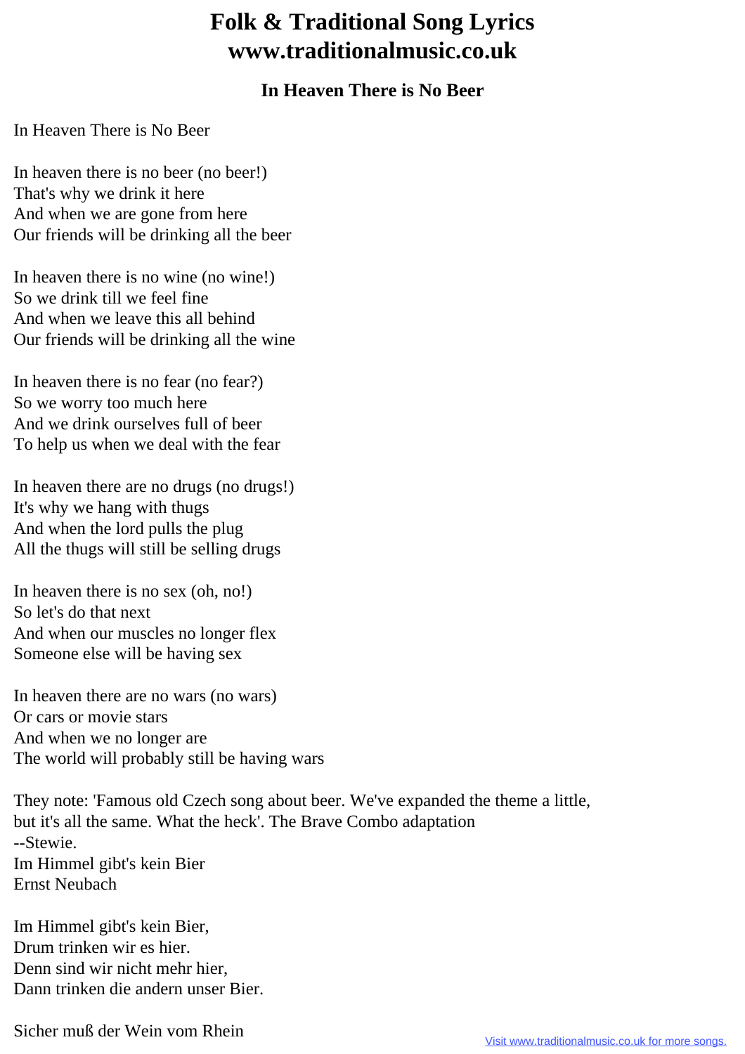# Folk & Traditional Song Lyrics
# www.traditionalmusic.co.uk

### In Heaven There is No Beer

In Heaven There is No Beer

In heaven there is no beer (no beer!)
That's why we drink it here
And when we are gone from here
Our friends will be drinking all the beer

In heaven there is no wine (no wine!)
So we drink till we feel fine
And when we leave this all behind
Our friends will be drinking all the wine

In heaven there is no fear (no fear?)
So we worry too much here
And we drink ourselves full of beer
To help us when we deal with the fear

In heaven there are no drugs (no drugs!)
It's why we hang with thugs
And when the lord pulls the plug
All the thugs will still be selling drugs

In heaven there is no sex (oh, no!)
So let's do that next
And when our muscles no longer flex
Someone else will be having sex

In heaven there are no wars (no wars)
Or cars or movie stars
And when we no longer are
The world will probably still be having wars

They note: 'Famous old Czech song about beer. We've expanded the theme a little, but it's all the same. What the heck'. The Brave Combo adaptation
--Stewie.
Im Himmel gibt's kein Bier
Ernst Neubach

Im Himmel gibt's kein Bier,
Drum trinken wir es hier.
Denn sind wir nicht mehr hier,
Dann trinken die andern unser Bier.

Sicher muß der Wein vom Rhein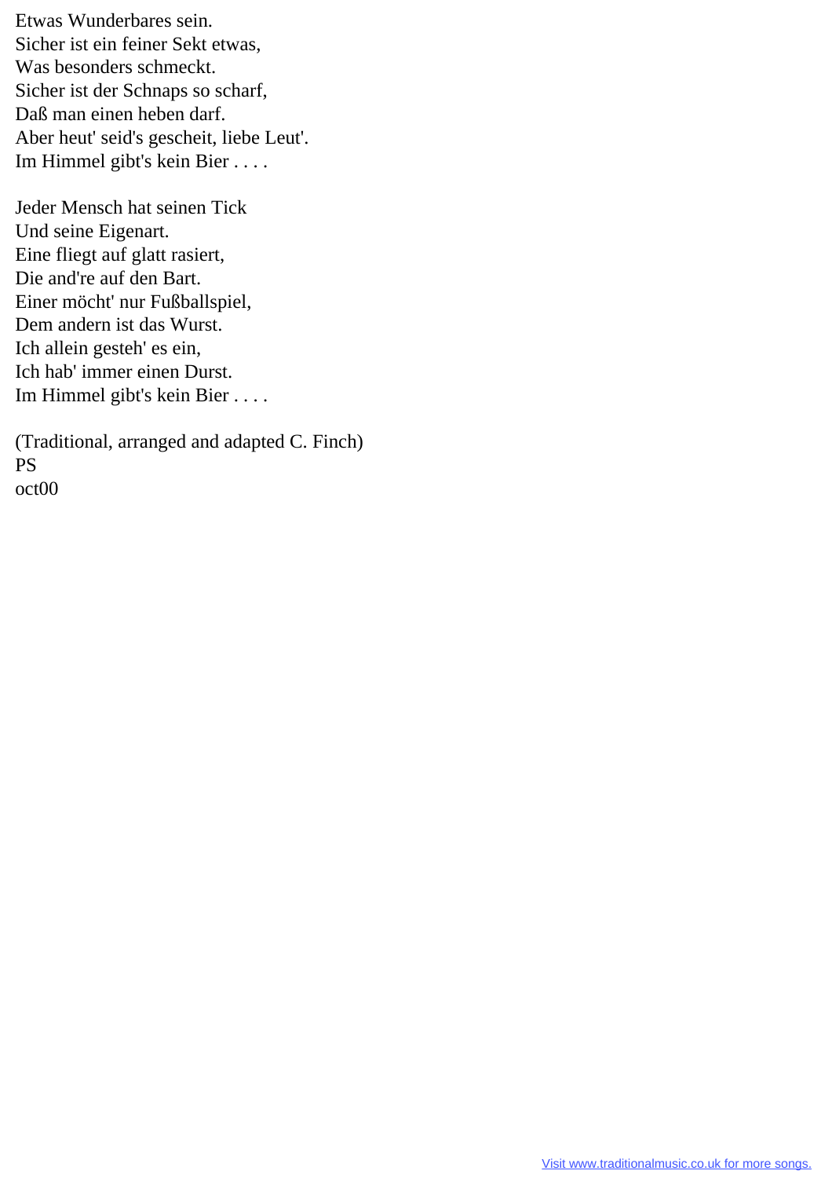Etwas Wunderbares sein.  
Sicher ist ein feiner Sekt etwas,  
Was besonders schmeckt.  
Sicher ist der Schnaps so scharf,  
Daß man einen heben darf.  
Aber heut' seid's gescheit, liebe Leut'.  
Im Himmel gibt's kein Bier . . . .

Jeder Mensch hat seinen Tick  
Und seine Eigenart.  
Eine fliegt auf glatt rasiert,  
Die and're auf den Bart.  
Einer möcht' nur Fußballspiel,  
Dem andern ist das Wurst.  
Ich allein gesteh' es ein,  
Ich hab' immer einen Durst.  
Im Himmel gibt's kein Bier . . . .

(Traditional, arranged and adapted C. Finch)  
PS  
oct00